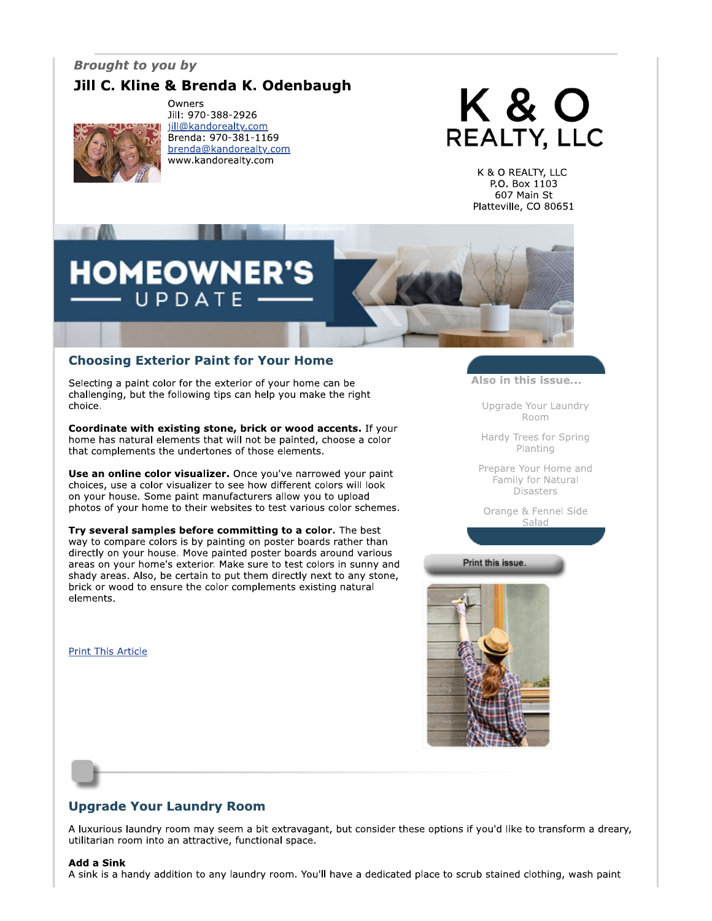*Brought to you by*

**Jill C. Kline & Brenda K. Odenbaugh**

Owners
Jill: 970-388-2926
jill@kandorealty.com
Brenda: 970-381-1169
brenda@kandorealty.com
www.kandorealty.com

K & O REALTY, LLC

K & O REALTY, LLC
P.O. Box 1103
607 Main St
Platteville, CO 80651

# HOMEOWNER'S UPDATE

## Choosing Exterior Paint for Your Home

Selecting a paint color for the exterior of your home can be challenging, but the following tips can help you make the right choice.

**Coordinate with existing stone, brick or wood accents.** If your home has natural elements that will not be painted, choose a color that complements the undertones of those elements.

**Use an online color visualizer.** Once you've narrowed your paint choices, use a color visualizer to see how different colors will look on your house. Some paint manufacturers allow you to upload photos of your home to their websites to test various color schemes.

**Try several samples before committing to a color.** The best way to compare colors is by painting on poster boards rather than directly on your house. Move painted poster boards around various areas on your home's exterior. Make sure to test colors in sunny and shady areas. Also, be certain to put them directly next to any stone, brick or wood to ensure the color complements existing natural elements.

Print This Article

**Also in this issue...**

- Upgrade Your Laundry Room
- Hardy Trees for Spring Planting
- Prepare Your Home and Family for Natural Disasters
- Orange & Fennel Side Salad

Print this issue.

## Upgrade Your Laundry Room

A luxurious laundry room may seem a bit extravagant, but consider these options if you'd like to transform a dreary, utilitarian room into an attractive, functional space.

**Add a Sink**
A sink is a handy addition to any laundry room. You'll have a dedicated place to scrub stained clothing, wash paint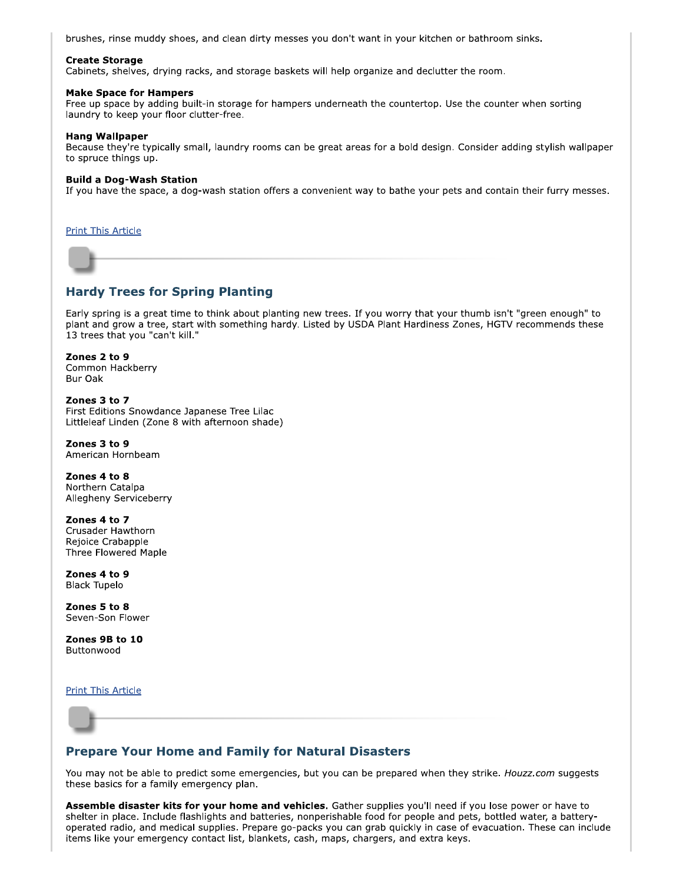brushes, rinse muddy shoes, and clean dirty messes you don't want in your kitchen or bathroom sinks.

**Create Storage**
Cabinets, shelves, drying racks, and storage baskets will help organize and declutter the room.

**Make Space for Hampers**
Free up space by adding built-in storage for hampers underneath the countertop. Use the counter when sorting laundry to keep your floor clutter-free.

**Hang Wallpaper**
Because they're typically small, laundry rooms can be great areas for a bold design. Consider adding stylish wallpaper to spruce things up.

**Build a Dog-Wash Station**
If you have the space, a dog-wash station offers a convenient way to bathe your pets and contain their furry messes.

Print This Article

## Hardy Trees for Spring Planting

Early spring is a great time to think about planting new trees. If you worry that your thumb isn't "green enough" to plant and grow a tree, start with something hardy. Listed by USDA Plant Hardiness Zones, HGTV recommends these 13 trees that you "can't kill."

**Zones 2 to 9**
Common Hackberry
Bur Oak

**Zones 3 to 7**
First Editions Snowdance Japanese Tree Lilac
Littleleaf Linden (Zone 8 with afternoon shade)

**Zones 3 to 9**
American Hornbeam

**Zones 4 to 8**
Northern Catalpa
Allegheny Serviceberry

**Zones 4 to 7**
Crusader Hawthorn
Rejoice Crabapple
Three Flowered Maple

**Zones 4 to 9**
Black Tupelo

**Zones 5 to 8**
Seven-Son Flower

**Zones 9B to 10**
Buttonwood

Print This Article

## Prepare Your Home and Family for Natural Disasters

You may not be able to predict some emergencies, but you can be prepared when they strike. *Houzz.com* suggests these basics for a family emergency plan.

**Assemble disaster kits for your home and vehicles.** Gather supplies you'll need if you lose power or have to shelter in place. Include flashlights and batteries, nonperishable food for people and pets, bottled water, a battery-operated radio, and medical supplies. Prepare go-packs you can grab quickly in case of evacuation. These can include items like your emergency contact list, blankets, cash, maps, chargers, and extra keys.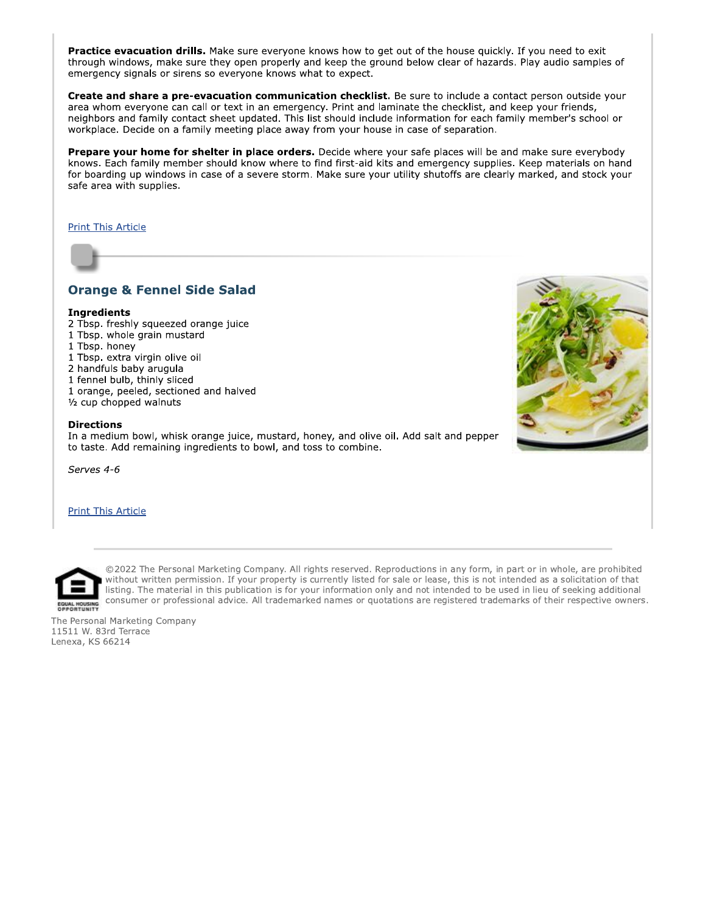**Practice evacuation drills.** Make sure everyone knows how to get out of the house quickly. If you need to exit through windows, make sure they open properly and keep the ground below clear of hazards. Play audio samples of emergency signals or sirens so everyone knows what to expect.

**Create and share a pre-evacuation communication checklist.** Be sure to include a contact person outside your area whom everyone can call or text in an emergency. Print and laminate the checklist, and keep your friends, neighbors and family contact sheet updated. This list should include information for each family member's school or workplace. Decide on a family meeting place away from your house in case of separation.

**Prepare your home for shelter in place orders.** Decide where your safe places will be and make sure everybody knows. Each family member should know where to find first-aid kits and emergency supplies. Keep materials on hand for boarding up windows in case of a severe storm. Make sure your utility shutoffs are clearly marked, and stock your safe area with supplies.

Print This Article

## Orange & Fennel Side Salad

**Ingredients**

2 Tbsp. freshly squeezed orange juice
1 Tbsp. whole grain mustard
1 Tbsp. honey
1 Tbsp. extra virgin olive oil
2 handfuls baby arugula
1 fennel bulb, thinly sliced
1 orange, peeled, sectioned and halved
½ cup chopped walnuts

**Directions**

In a medium bowl, whisk orange juice, mustard, honey, and olive oil. Add salt and pepper to taste. Add remaining ingredients to bowl, and toss to combine.

*Serves 4-6*

Print This Article

©2022 The Personal Marketing Company. All rights reserved. Reproductions in any form, in part or in whole, are prohibited without written permission. If your property is currently listed for sale or lease, this is not intended as a solicitation of that listing. The material in this publication is for your information only and not intended to be used in lieu of seeking additional consumer or professional advice. All trademarked names or quotations are registered trademarks of their respective owners.

EQUAL HOUSING OPPORTUNITY

The Personal Marketing Company
11511 W. 83rd Terrace
Lenexa, KS 66214